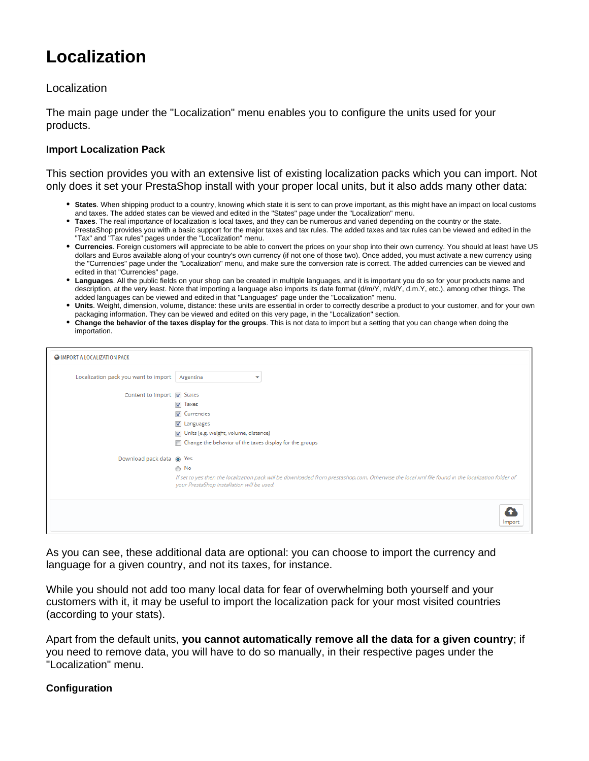# Localization

Localization

The main page under the "Localization" menu enables you to configure the units used for your products.

### Import Localization Pack

This section provides you with an extensive list of existing localization packs which you can import. Not only does it set your PrestaShop install with your proper local units, but it also adds many other data:

- **States**. When shipping product to a country, knowing which state it is sent to can prove important, as this might have an impact on local customs and taxes. The added states can be viewed and edited in the "States" page under the "Localization" menu.
- **Taxes**. The real importance of localization is local taxes, and they can be numerous and varied depending on the country or the state. PrestaShop provides you with a basic support for the major taxes and tax rules. The added taxes and tax rules can be viewed and edited in the "Tax" and "Tax rules" pages under the "Localization" menu.
- **Currencies**. Foreign customers will appreciate to be able to convert the prices on your shop into their own currency. You should at least have US dollars and Euros available along of your country's own currency (if not one of those two). Once added, you must activate a new currency using the "Currencies" page under the "Localization" menu, and make sure the conversion rate is correct. The added currencies can be viewed and edited in that "Currencies" page.
- **Languages**. All the public fields on your shop can be created in multiple languages, and it is important you do so for your products name and description, at the very least. Note that importing a language also imports its date format (d/m/Y, m/d/Y, d.m.Y, etc.), among other things. The added languages can be viewed and edited in that "Languages" page under the "Localization" menu.
- **Units**. Weight, dimension, volume, distance: these units are essential in order to correctly describe a product to your customer, and for your own packaging information. They can be viewed and edited on this very page, in the "Localization" section.
- **Change the behavior of the taxes display for the groups**. This is not data to import but a setting that you can change when doing the importation.

IMPORT A LOCALIZATION PACK

Localization pack you want to import: Argentina

Content to import:
- [x] States
- [x] Taxes
- [x] Currencies
- [x] Languages
- [x] Units (e.g. weight, volume, distance)
- [ ] Change the behavior of the taxes display for the groups

Download pack data: (•) Yes ( ) No

*If set to yes then the localization pack will be downloaded from prestashop.com. Otherwise the local xml file found in the localization folder of your PrestaShop installation will be used.*

Import

As you can see, these additional data are optional: you can choose to import the currency and language for a given country, and not its taxes, for instance.

While you should not add too many local data for fear of overwhelming both yourself and your customers with it, it may be useful to import the localization pack for your most visited countries (according to your stats).

Apart from the default units, **you cannot automatically remove all the data for a given country**; if you need to remove data, you will have to do so manually, in their respective pages under the "Localization" menu.

### Configuration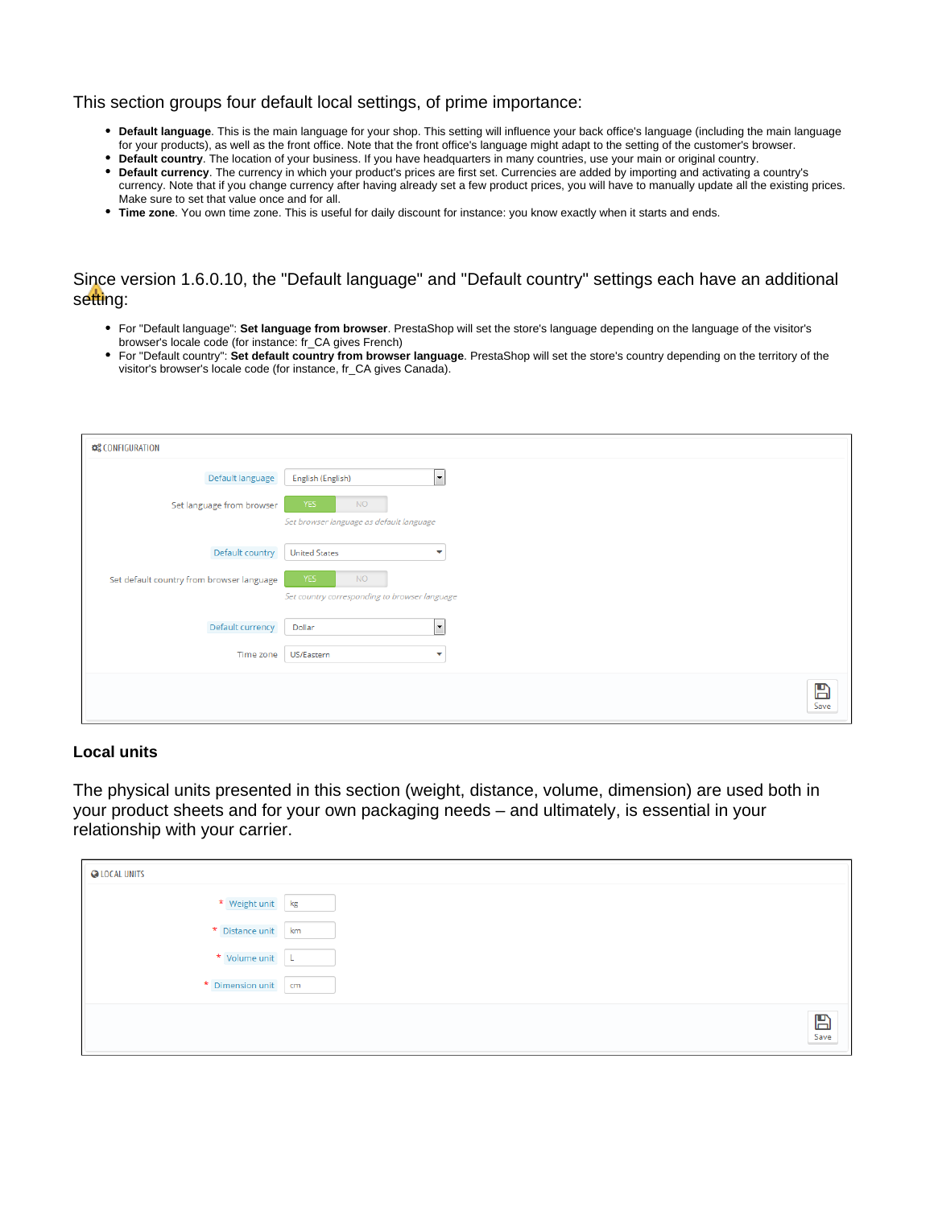This section groups four default local settings, of prime importance:

- **Default language**. This is the main language for your shop. This setting will influence your back office's language (including the main language for your products), as well as the front office. Note that the front office's language might adapt to the setting of the customer's browser.
- **Default country**. The location of your business. If you have headquarters in many countries, use your main or original country.
- **Default currency**. The currency in which your product's prices are first set. Currencies are added by importing and activating a country's currency. Note that if you change currency after having already set a few product prices, you will have to manually update all the existing prices. Make sure to set that value once and for all.
- **Time zone**. You own time zone. This is useful for daily discount for instance: you know exactly when it starts and ends.

Since version 1.6.0.10, the "Default language" and "Default country" settings each have an additional setting:

- For "Default language": **Set language from browser**. PrestaShop will set the store's language depending on the language of the visitor's browser's locale code (for instance: fr_CA gives French)
- For "Default country": **Set default country from browser language**. PrestaShop will set the store's country depending on the territory of the visitor's browser's locale code (for instance, fr_CA gives Canada).

CONFIGURATION

| Setting | Value |
| --- | --- |
| Default language | English (English) |
| Set language from browser | YES / NO — *Set browser language as default language* |
| Default country | United States |
| Set default country from browser language | YES / NO — *Set country corresponding to browser language* |
| Default currency | Dollar |
| Time zone | US/Eastern |

Save

### Local units

The physical units presented in this section (weight, distance, volume, dimension) are used both in your product sheets and for your own packaging needs – and ultimately, is essential in your relationship with your carrier.

LOCAL UNITS

| Setting | Value |
| --- | --- |
| * Weight unit | kg |
| * Distance unit | km |
| * Volume unit | L |
| * Dimension unit | cm |

Save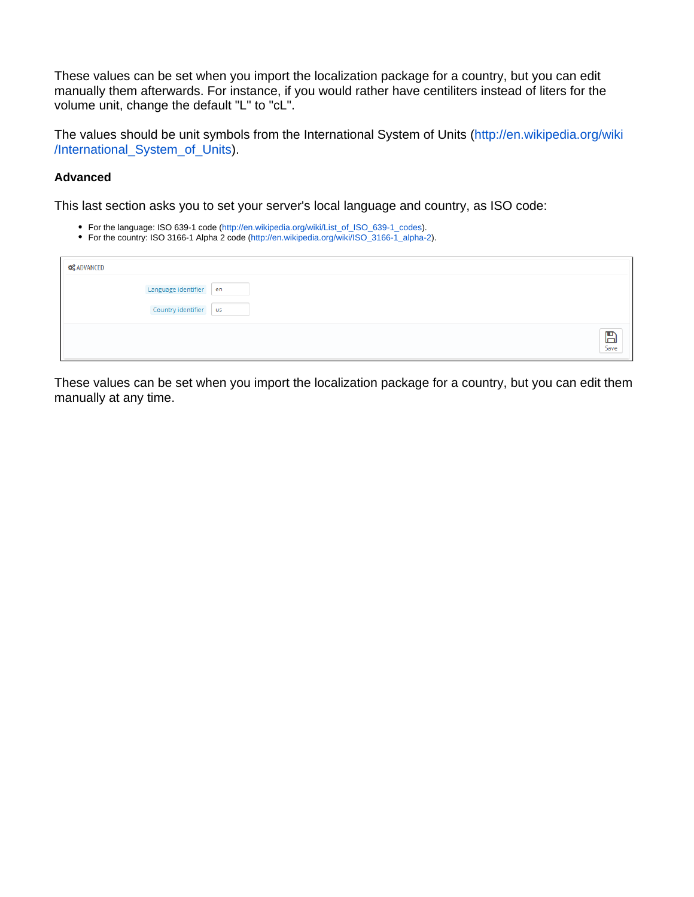These values can be set when you import the localization package for a country, but you can edit manually them afterwards. For instance, if you would rather have centiliters instead of liters for the volume unit, change the default "L" to "cL".

The values should be unit symbols from the International System of Units (http://en.wikipedia.org/wiki/International_System_of_Units).

### Advanced

This last section asks you to set your server's local language and country, as ISO code:

- For the language: ISO 639-1 code (http://en.wikipedia.org/wiki/List_of_ISO_639-1_codes).
- For the country: ISO 3166-1 Alpha 2 code (http://en.wikipedia.org/wiki/ISO_3166-1_alpha-2).

ADVANCED

Language identifier: en

Country identifier: us

Save

These values can be set when you import the localization package for a country, but you can edit them manually at any time.